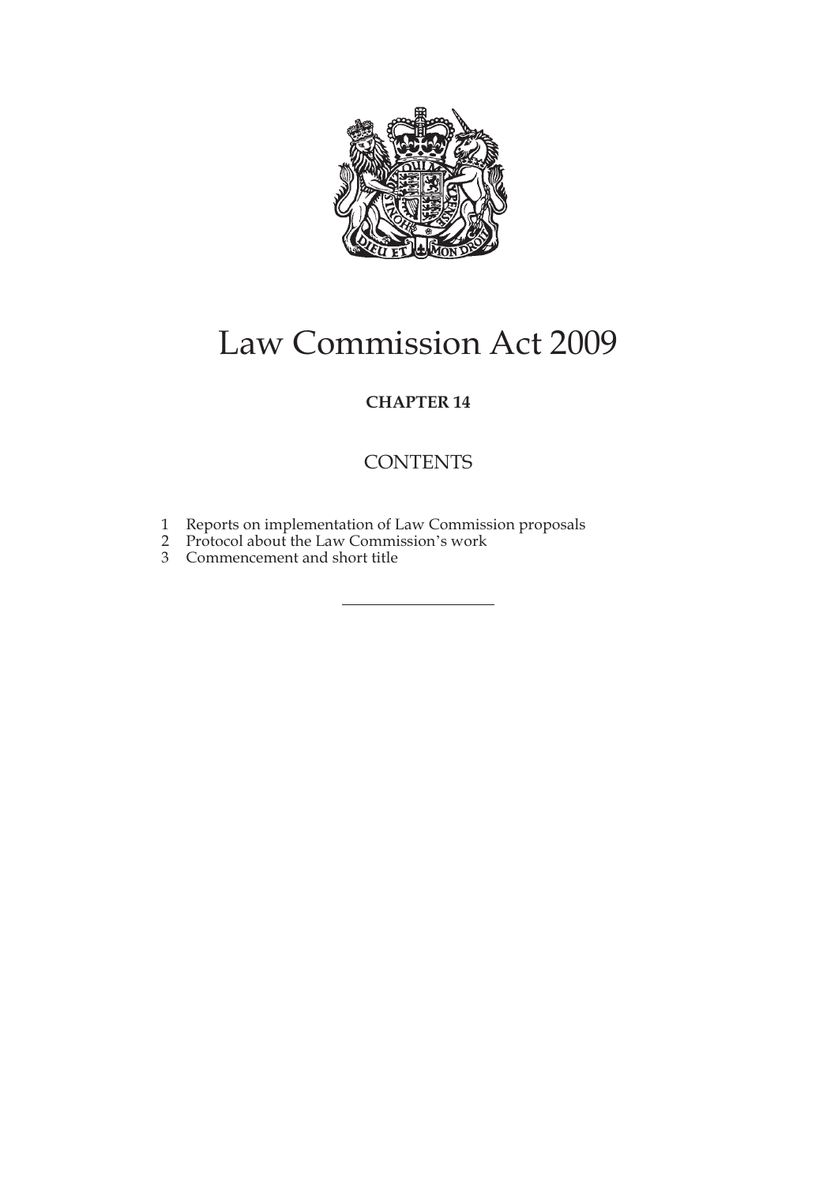# Law Commission Act 2009

**CHAPTER 14**

## CONTENTS

1 Reports on implementation of Law Commission proposals
2 Protocol about the Law Commission's work
3 Commencement and short title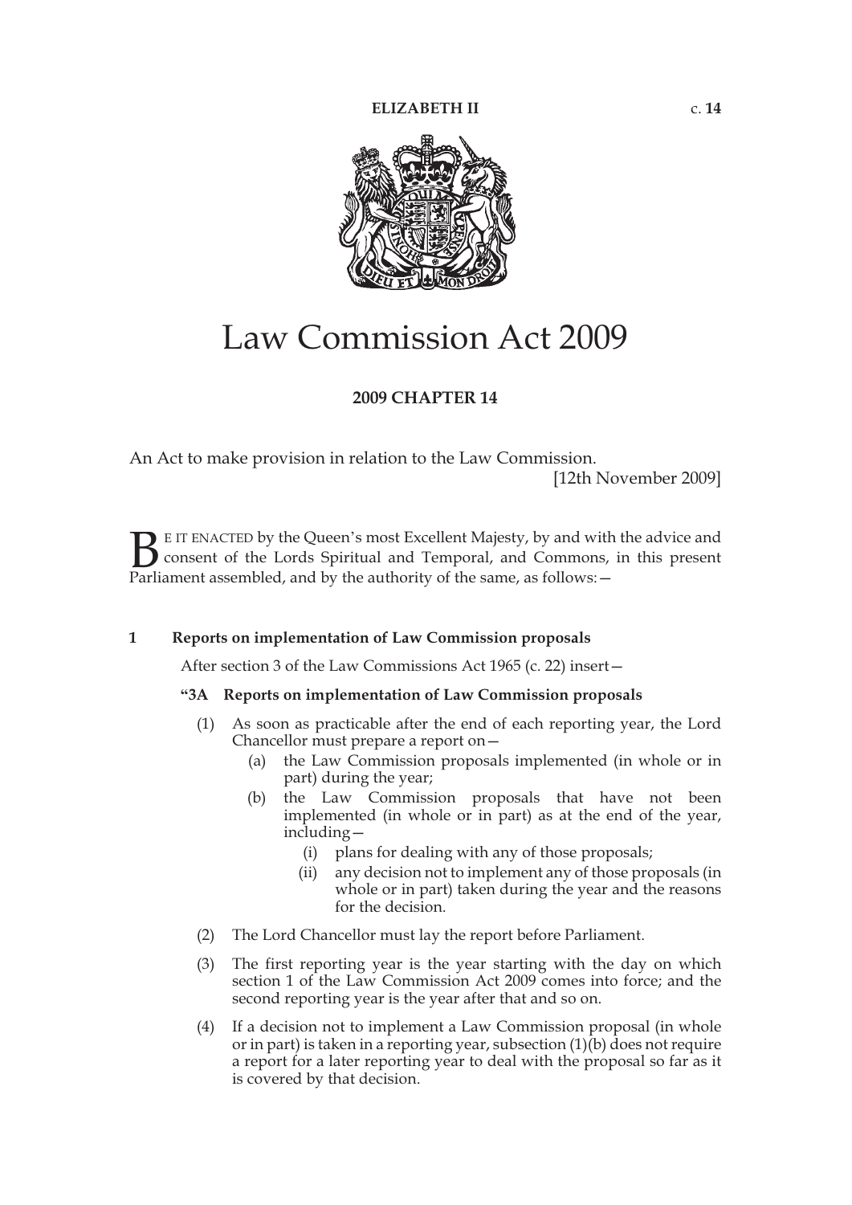**ELIZABETH II** c. **14**

# Law Commission Act 2009

**2009 CHAPTER 14**

An Act to make provision in relation to the Law Commission.

[12th November 2009]

BE IT ENACTED by the Queen's most Excellent Majesty, by and with the advice and consent of the Lords Spiritual and Temporal, and Commons, in this present Parliament assembled, and by the authority of the same, as follows:—

**1 Reports on implementation of Law Commission proposals**

After section 3 of the Law Commissions Act 1965 (c. 22) insert—

**"3A Reports on implementation of Law Commission proposals**

(1) As soon as practicable after the end of each reporting year, the Lord Chancellor must prepare a report on—

(a) the Law Commission proposals implemented (in whole or in part) during the year;

(b) the Law Commission proposals that have not been implemented (in whole or in part) as at the end of the year, including—

(i) plans for dealing with any of those proposals;

(ii) any decision not to implement any of those proposals (in whole or in part) taken during the year and the reasons for the decision.

(2) The Lord Chancellor must lay the report before Parliament.

(3) The first reporting year is the year starting with the day on which section 1 of the Law Commission Act 2009 comes into force; and the second reporting year is the year after that and so on.

(4) If a decision not to implement a Law Commission proposal (in whole or in part) is taken in a reporting year, subsection (1)(b) does not require a report for a later reporting year to deal with the proposal so far as it is covered by that decision.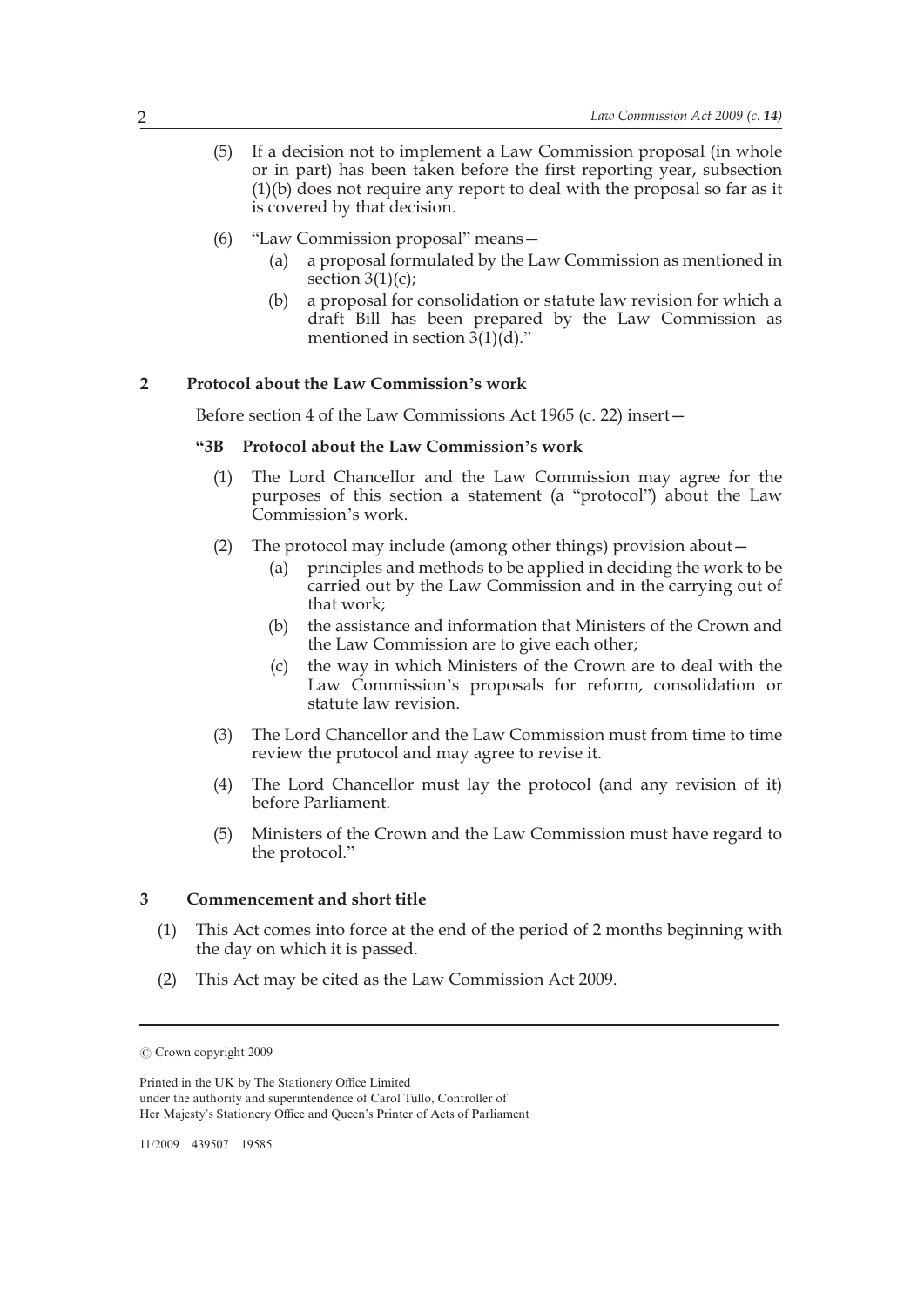(5) If a decision not to implement a Law Commission proposal (in whole or in part) has been taken before the first reporting year, subsection (1)(b) does not require any report to deal with the proposal so far as it is covered by that decision.

(6) "Law Commission proposal" means—

(a) a proposal formulated by the Law Commission as mentioned in section 3(1)(c);

(b) a proposal for consolidation or statute law revision for which a draft Bill has been prepared by the Law Commission as mentioned in section 3(1)(d)."

## 2 Protocol about the Law Commission's work

Before section 4 of the Law Commissions Act 1965 (c. 22) insert—

### "3B Protocol about the Law Commission's work

(1) The Lord Chancellor and the Law Commission may agree for the purposes of this section a statement (a "protocol") about the Law Commission's work.

(2) The protocol may include (among other things) provision about—

(a) principles and methods to be applied in deciding the work to be carried out by the Law Commission and in the carrying out of that work;

(b) the assistance and information that Ministers of the Crown and the Law Commission are to give each other;

(c) the way in which Ministers of the Crown are to deal with the Law Commission's proposals for reform, consolidation or statute law revision.

(3) The Lord Chancellor and the Law Commission must from time to time review the protocol and may agree to revise it.

(4) The Lord Chancellor must lay the protocol (and any revision of it) before Parliament.

(5) Ministers of the Crown and the Law Commission must have regard to the protocol."

## 3 Commencement and short title

(1) This Act comes into force at the end of the period of 2 months beginning with the day on which it is passed.

(2) This Act may be cited as the Law Commission Act 2009.

---

© Crown copyright 2009

Printed in the UK by The Stationery Office Limited
under the authority and superintendence of Carol Tullo, Controller of
Her Majesty's Stationery Office and Queen's Printer of Acts of Parliament

11/2009 439507 19585